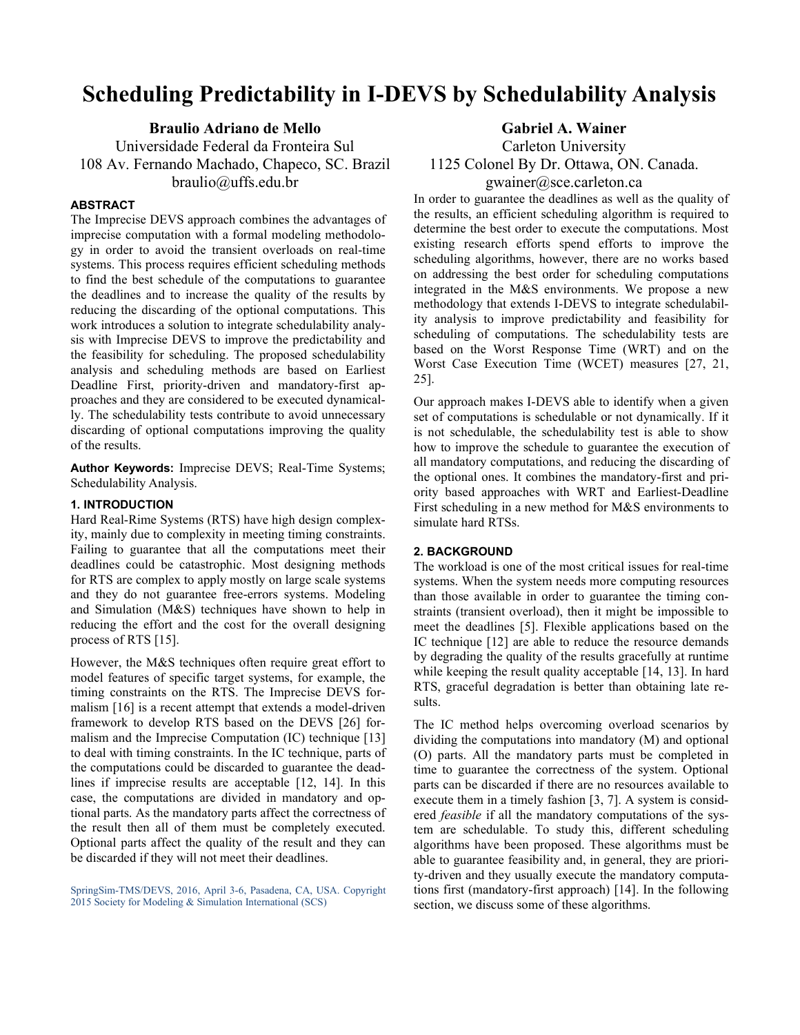# Scheduling Predictability in I-DEVS by Schedulability Analysis

**Braulio Adriano de Mello**
Universidade Federal da Fronteira Sul
108 Av. Fernando Machado, Chapeco, SC. Brazil
braulio@uffs.edu.br

**Gabriel A. Wainer**
Carleton University
1125 Colonel By Dr. Ottawa, ON. Canada.
gwainer@sce.carleton.ca

### ABSTRACT

The Imprecise DEVS approach combines the advantages of imprecise computation with a formal modeling methodology in order to avoid the transient overloads on real-time systems. This process requires efficient scheduling methods to find the best schedule of the computations to guarantee the deadlines and to increase the quality of the results by reducing the discarding of the optional computations. This work introduces a solution to integrate schedulability analysis with Imprecise DEVS to improve the predictability and the feasibility for scheduling. The proposed schedulability analysis and scheduling methods are based on Earliest Deadline First, priority-driven and mandatory-first approaches and they are considered to be executed dynamically. The schedulability tests contribute to avoid unnecessary discarding of optional computations improving the quality of the results.

**Author Keywords:** Imprecise DEVS; Real-Time Systems; Schedulability Analysis.

### 1. INTRODUCTION

Hard Real-Rime Systems (RTS) have high design complexity, mainly due to complexity in meeting timing constraints. Failing to guarantee that all the computations meet their deadlines could be catastrophic. Most designing methods for RTS are complex to apply mostly on large scale systems and they do not guarantee free-errors systems. Modeling and Simulation (M&S) techniques have shown to help in reducing the effort and the cost for the overall designing process of RTS [15].

However, the M&S techniques often require great effort to model features of specific target systems, for example, the timing constraints on the RTS. The Imprecise DEVS formalism [16] is a recent attempt that extends a model-driven framework to develop RTS based on the DEVS [26] formalism and the Imprecise Computation (IC) technique [13] to deal with timing constraints. In the IC technique, parts of the computations could be discarded to guarantee the deadlines if imprecise results are acceptable [12, 14]. In this case, the computations are divided in mandatory and optional parts. As the mandatory parts affect the correctness of the result then all of them must be completely executed. Optional parts affect the quality of the result and they can be discarded if they will not meet their deadlines.

SpringSim-TMS/DEVS, 2016, April 3-6, Pasadena, CA, USA. Copyright 2015 Society for Modeling & Simulation International (SCS)

In order to guarantee the deadlines as well as the quality of the results, an efficient scheduling algorithm is required to determine the best order to execute the computations. Most existing research efforts spend efforts to improve the scheduling algorithms, however, there are no works based on addressing the best order for scheduling computations integrated in the M&S environments. We propose a new methodology that extends I-DEVS to integrate schedulability analysis to improve predictability and feasibility for scheduling of computations. The schedulability tests are based on the Worst Response Time (WRT) and on the Worst Case Execution Time (WCET) measures [27, 21, 25].

Our approach makes I-DEVS able to identify when a given set of computations is schedulable or not dynamically. If it is not schedulable, the schedulability test is able to show how to improve the schedule to guarantee the execution of all mandatory computations, and reducing the discarding of the optional ones. It combines the mandatory-first and priority based approaches with WRT and Earliest-Deadline First scheduling in a new method for M&S environments to simulate hard RTSs.

### 2. BACKGROUND

The workload is one of the most critical issues for real-time systems. When the system needs more computing resources than those available in order to guarantee the timing constraints (transient overload), then it might be impossible to meet the deadlines [5]. Flexible applications based on the IC technique [12] are able to reduce the resource demands by degrading the quality of the results gracefully at runtime while keeping the result quality acceptable [14, 13]. In hard RTS, graceful degradation is better than obtaining late results.

The IC method helps overcoming overload scenarios by dividing the computations into mandatory (M) and optional (O) parts. All the mandatory parts must be completed in time to guarantee the correctness of the system. Optional parts can be discarded if there are no resources available to execute them in a timely fashion [3, 7]. A system is considered *feasible* if all the mandatory computations of the system are schedulable. To study this, different scheduling algorithms have been proposed. These algorithms must be able to guarantee feasibility and, in general, they are priority-driven and they usually execute the mandatory computations first (mandatory-first approach) [14]. In the following section, we discuss some of these algorithms.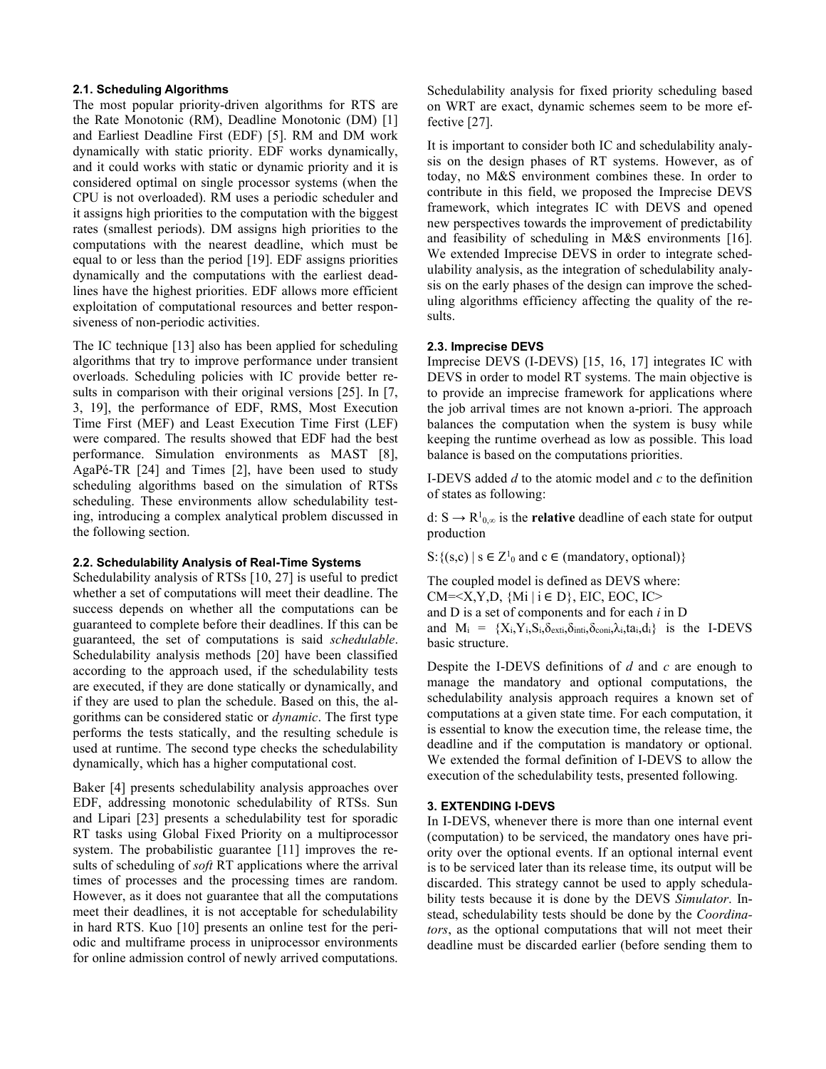### 2.1. Scheduling Algorithms

The most popular priority-driven algorithms for RTS are the Rate Monotonic (RM), Deadline Monotonic (DM) [1] and Earliest Deadline First (EDF) [5]. RM and DM work dynamically with static priority. EDF works dynamically, and it could works with static or dynamic priority and it is considered optimal on single processor systems (when the CPU is not overloaded). RM uses a periodic scheduler and it assigns high priorities to the computation with the biggest rates (smallest periods). DM assigns high priorities to the computations with the nearest deadline, which must be equal to or less than the period [19]. EDF assigns priorities dynamically and the computations with the earliest deadlines have the highest priorities. EDF allows more efficient exploitation of computational resources and better responsiveness of non-periodic activities.

The IC technique [13] also has been applied for scheduling algorithms that try to improve performance under transient overloads. Scheduling policies with IC provide better results in comparison with their original versions [25]. In [7, 3, 19], the performance of EDF, RMS, Most Execution Time First (MEF) and Least Execution Time First (LEF) were compared. The results showed that EDF had the best performance. Simulation environments as MAST [8], AgaPé-TR [24] and Times [2], have been used to study scheduling algorithms based on the simulation of RTSs scheduling. These environments allow schedulability testing, introducing a complex analytical problem discussed in the following section.

### 2.2. Schedulability Analysis of Real-Time Systems

Schedulability analysis of RTSs [10, 27] is useful to predict whether a set of computations will meet their deadline. The success depends on whether all the computations can be guaranteed to complete before their deadlines. If this can be guaranteed, the set of computations is said *schedulable*. Schedulability analysis methods [20] have been classified according to the approach used, if the schedulability tests are executed, if they are done statically or dynamically, and if they are used to plan the schedule. Based on this, the algorithms can be considered static or *dynamic*. The first type performs the tests statically, and the resulting schedule is used at runtime. The second type checks the schedulability dynamically, which has a higher computational cost.

Baker [4] presents schedulability analysis approaches over EDF, addressing monotonic schedulability of RTSs. Sun and Lipari [23] presents a schedulability test for sporadic RT tasks using Global Fixed Priority on a multiprocessor system. The probabilistic guarantee [11] improves the results of scheduling of *soft* RT applications where the arrival times of processes and the processing times are random. However, as it does not guarantee that all the computations meet their deadlines, it is not acceptable for schedulability in hard RTS. Kuo [10] presents an online test for the periodic and multiframe process in uniprocessor environments for online admission control of newly arrived computations. Schedulability analysis for fixed priority scheduling based on WRT are exact, dynamic schemes seem to be more effective [27].

It is important to consider both IC and schedulability analysis on the design phases of RT systems. However, as of today, no M&S environment combines these. In order to contribute in this field, we proposed the Imprecise DEVS framework, which integrates IC with DEVS and opened new perspectives towards the improvement of predictability and feasibility of scheduling in M&S environments [16]. We extended Imprecise DEVS in order to integrate schedulability analysis, as the integration of schedulability analysis on the early phases of the design can improve the scheduling algorithms efficiency affecting the quality of the results.

### 2.3. Imprecise DEVS

Imprecise DEVS (I-DEVS) [15, 16, 17] integrates IC with DEVS in order to model RT systems. The main objective is to provide an imprecise framework for applications where the job arrival times are not known a-priori. The approach balances the computation when the system is busy while keeping the runtime overhead as low as possible. This load balance is based on the computations priorities.

I-DEVS added *d* to the atomic model and *c* to the definition of states as following:

$d: S \rightarrow R^{1}_{0,\infty}$ is the **relative** deadline of each state for output production

$S: \{(s,c) \mid s \in Z^{1}_{0} \text{ and } c \in (\text{mandatory, optional})\}$

The coupled model is defined as DEVS where:
$CM = \langle X, Y, D, \{M_i \mid i \in D\}, EIC, EOC, IC \rangle$
and D is a set of components and for each *i* in D
and $M_i = \{X_i, Y_i, S_i, \delta_{exti}, \delta_{inti}, \delta_{coni}, \lambda_i, ta_i, d_i\}$ is the I-DEVS basic structure.

Despite the I-DEVS definitions of *d* and *c* are enough to manage the mandatory and optional computations, the schedulability analysis approach requires a known set of computations at a given state time. For each computation, it is essential to know the execution time, the release time, the deadline and if the computation is mandatory or optional. We extended the formal definition of I-DEVS to allow the execution of the schedulability tests, presented following.

## 3. EXTENDING I-DEVS

In I-DEVS, whenever there is more than one internal event (computation) to be serviced, the mandatory ones have priority over the optional events. If an optional internal event is to be serviced later than its release time, its output will be discarded. This strategy cannot be used to apply schedulability tests because it is done by the DEVS *Simulator*. Instead, schedulability tests should be done by the *Coordinators*, as the optional computations that will not meet their deadline must be discarded earlier (before sending them to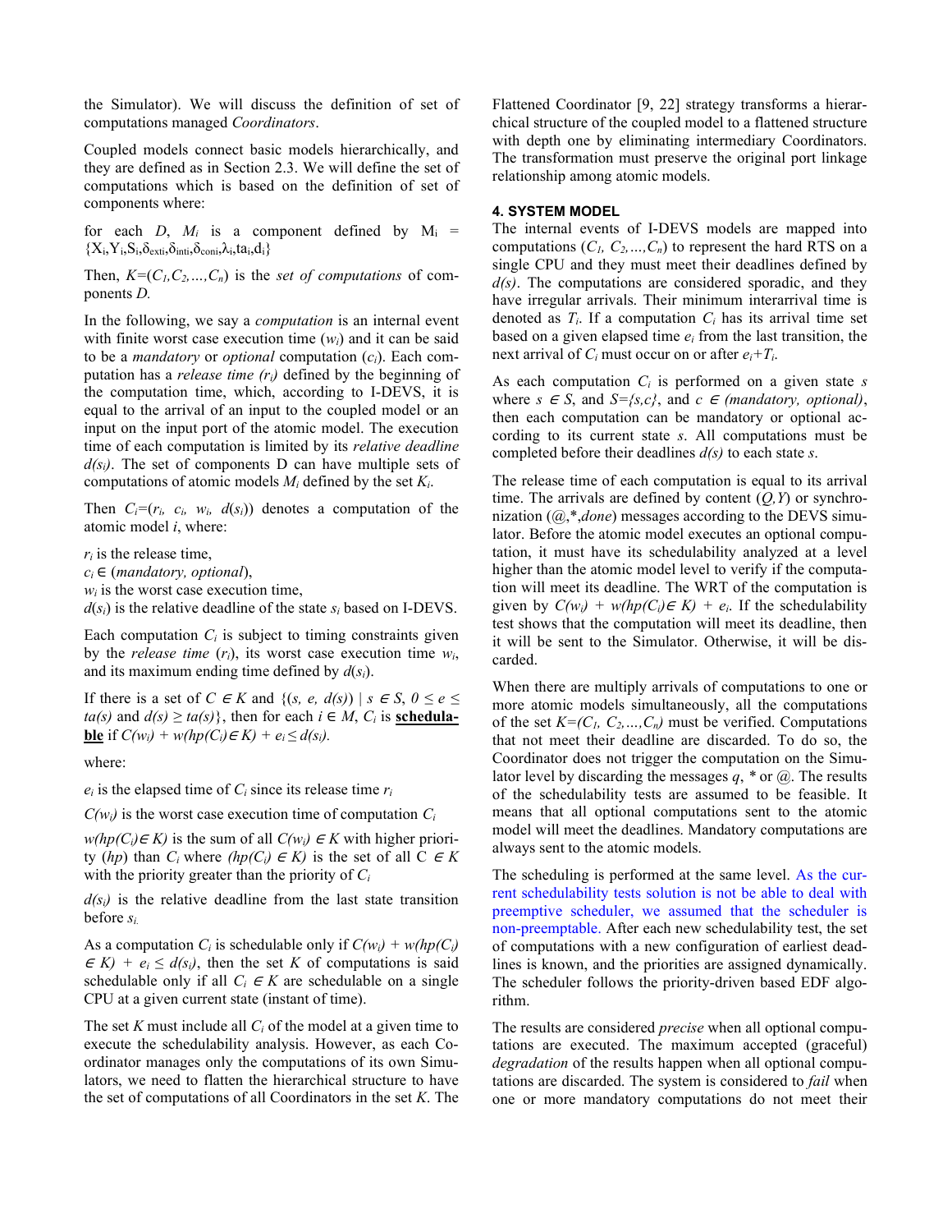the Simulator). We will discuss the definition of set of computations managed *Coordinators*.

Coupled models connect basic models hierarchically, and they are defined as in Section 2.3. We will define the set of computations which is based on the definition of set of components where:

for each $D$, $M_i$ is a component defined by $M_i = \{X_i, Y_i, S_i, \delta_{exti}, \delta_{inti}, \delta_{coni}, \lambda_i, ta_i, d_i\}$

Then, $K=(C_1, C_2, \ldots, C_n)$ is the *set of computations* of components $D$.

In the following, we say a *computation* is an internal event with finite worst case execution time ($w_i$) and it can be said to be a *mandatory* or *optional* computation ($c_i$). Each computation has a *release time* ($r_i$) defined by the beginning of the computation time, which, according to I-DEVS, it is equal to the arrival of an input to the coupled model or an input on the input port of the atomic model. The execution time of each computation is limited by its *relative deadline* $d(s_i)$. The set of components D can have multiple sets of computations of atomic models $M_i$ defined by the set $K_i$.

Then $C_i=(r_i, c_i, w_i, d(s_i))$ denotes a computation of the atomic model $i$, where:

$r_i$ is the release time,
$c_i \in$ (*mandatory, optional*),
$w_i$ is the worst case execution time,
$d(s_i)$ is the relative deadline of the state $s_i$ based on I-DEVS.

Each computation $C_i$ is subject to timing constraints given by the *release time* ($r_i$), its worst case execution time $w_i$, and its maximum ending time defined by $d(s_i)$.

If there is a set of $C \in K$ and $\{(s, e, d(s)) \mid s \in S, 0 \leq e \leq ta(s)$ and $d(s) \geq ta(s)\}$, then for each $i \in M$, $C_i$ is **schedulable** if $C(w_i) + w(hp(C_i) \in K) + e_i \leq d(s_i)$.

where:

$e_i$ is the elapsed time of $C_i$ since its release time $r_i$

$C(w_i)$ is the worst case execution time of computation $C_i$

$w(hp(C_i) \in K)$ is the sum of all $C(w_i) \in K$ with higher priority ($hp$) than $C_i$ where $(hp(C_i) \in K)$ is the set of all $C \in K$ with the priority greater than the priority of $C_i$

$d(s_i)$ is the relative deadline from the last state transition before $s_i$.

As a computation $C_i$ is schedulable only if $C(w_i) + w(hp(C_i) \in K) + e_i \leq d(s_i)$, then the set $K$ of computations is said schedulable only if all $C_i \in K$ are schedulable on a single CPU at a given current state (instant of time).

The set $K$ must include all $C_i$ of the model at a given time to execute the schedulability analysis. However, as each Coordinator manages only the computations of its own Simulators, we need to flatten the hierarchical structure to have the set of computations of all Coordinators in the set $K$. The Flattened Coordinator [9, 22] strategy transforms a hierarchical structure of the coupled model to a flattened structure with depth one by eliminating intermediary Coordinators. The transformation must preserve the original port linkage relationship among atomic models.

## 4. SYSTEM MODEL

The internal events of I-DEVS models are mapped into computations ($C_1, C_2, \ldots, C_n$) to represent the hard RTS on a single CPU and they must meet their deadlines defined by $d(s)$. The computations are considered sporadic, and they have irregular arrivals. Their minimum interarrival time is denoted as $T_i$. If a computation $C_i$ has its arrival time set based on a given elapsed time $e_i$ from the last transition, the next arrival of $C_i$ must occur on or after $e_i+T_i$.

As each computation $C_i$ is performed on a given state $s$ where $s \in S$, and $S=\{s,c\}$, and $c \in$ *(mandatory, optional)*, then each computation can be mandatory or optional according to its current state $s$. All computations must be completed before their deadlines $d(s)$ to each state $s$.

The release time of each computation is equal to its arrival time. The arrivals are defined by content ($Q,Y$) or synchronization (@,*,*done*) messages according to the DEVS simulator. Before the atomic model executes an optional computation, it must have its schedulability analyzed at a level higher than the atomic model level to verify if the computation will meet its deadline. The WRT of the computation is given by $C(w_i) + w(hp(C_i) \in K) + e_i$. If the schedulability test shows that the computation will meet its deadline, then it will be sent to the Simulator. Otherwise, it will be discarded.

When there are multiply arrivals of computations to one or more atomic models simultaneously, all the computations of the set $K=(C_1, C_2, \ldots, C_n)$ must be verified. Computations that not meet their deadline are discarded. To do so, the Coordinator does not trigger the computation on the Simulator level by discarding the messages $q$, * or @. The results of the schedulability tests are assumed to be feasible. It means that all optional computations sent to the atomic model will meet the deadlines. Mandatory computations are always sent to the atomic models.

The scheduling is performed at the same level. As the current schedulability tests solution is not be able to deal with preemptive scheduler, we assumed that the scheduler is non-preemptable. After each new schedulability test, the set of computations with a new configuration of earliest deadlines is known, and the priorities are assigned dynamically. The scheduler follows the priority-driven based EDF algorithm.

The results are considered *precise* when all optional computations are executed. The maximum accepted (graceful) *degradation* of the results happen when all optional computations are discarded. The system is considered to *fail* when one or more mandatory computations do not meet their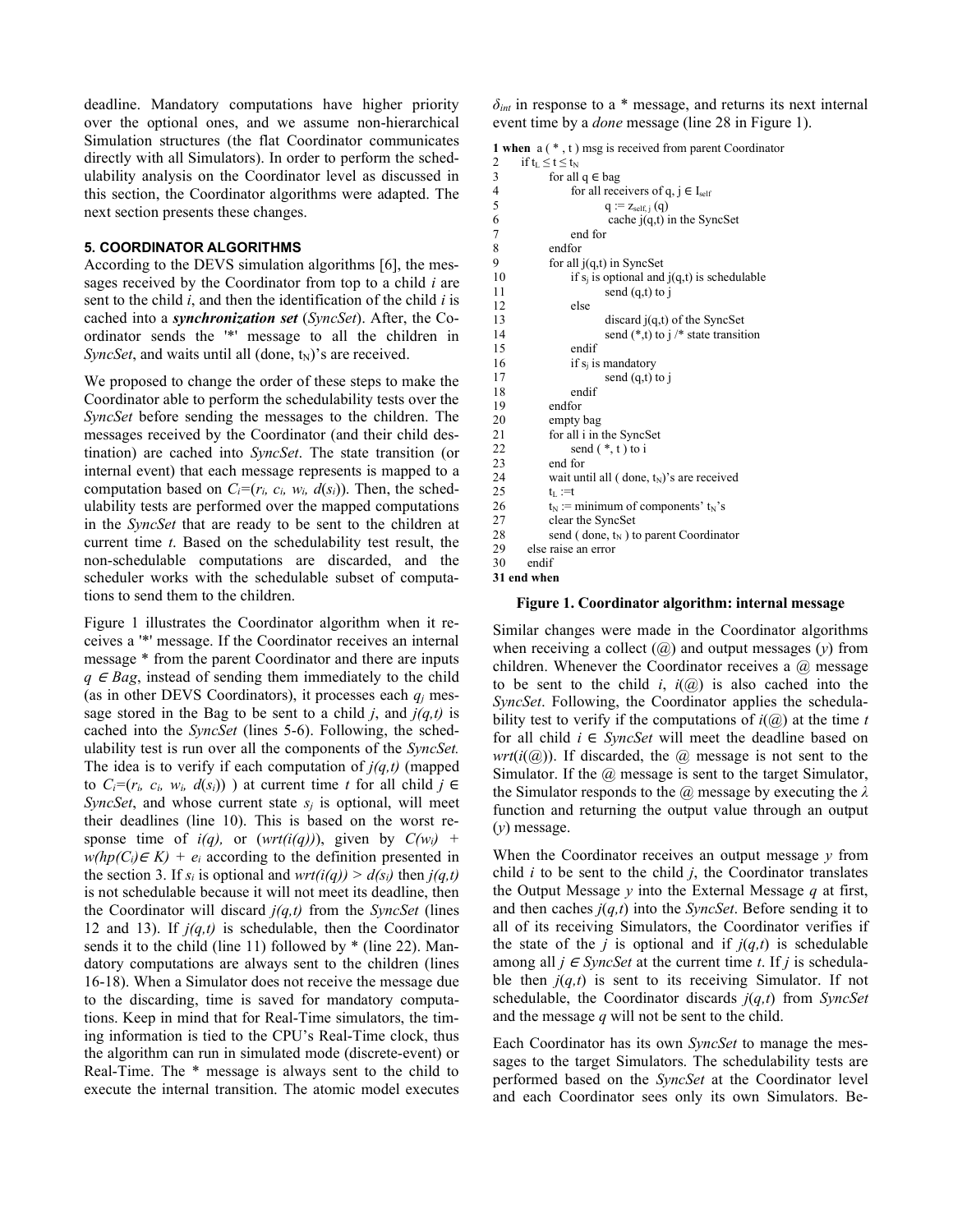deadline. Mandatory computations have higher priority over the optional ones, and we assume non-hierarchical Simulation structures (the flat Coordinator communicates directly with all Simulators). In order to perform the schedulability analysis on the Coordinator level as discussed in this section, the Coordinator algorithms were adapted. The next section presents these changes.

### 5. COORDINATOR ALGORITHMS

According to the DEVS simulation algorithms [6], the messages received by the Coordinator from top to a child *i* are sent to the child *i*, and then the identification of the child *i* is cached into a ***synchronization set*** (*SyncSet*). After, the Coordinator sends the '*' message to all the children in *SyncSet*, and waits until all (done, $t_N$)'s are received.

We proposed to change the order of these steps to make the Coordinator able to perform the schedulability tests over the *SyncSet* before sending the messages to the children. The messages received by the Coordinator (and their child destination) are cached into *SyncSet*. The state transition (or internal event) that each message represents is mapped to a computation based on $C_i=(r_i, c_i, w_i, d(s_i))$. Then, the schedulability tests are performed over the mapped computations in the *SyncSet* that are ready to be sent to the children at current time *t*. Based on the schedulability test result, the non-schedulable computations are discarded, and the scheduler works with the schedulable subset of computations to send them to the children.

Figure 1 illustrates the Coordinator algorithm when it receives a '*' message. If the Coordinator receives an internal message * from the parent Coordinator and there are inputs $q \in Bag$, instead of sending them immediately to the child (as in other DEVS Coordinators), it processes each $q_j$ message stored in the Bag to be sent to a child *j*, and *j(q,t)* is cached into the *SyncSet* (lines 5-6). Following, the schedulability test is run over all the components of the *SyncSet.* The idea is to verify if each computation of *j(q,t)* (mapped to $C_i=(r_i, c_i, w_i, d(s_i))$ ) at current time *t* for all child $j \in$ *SyncSet*, and whose current state $s_j$ is optional, will meet their deadlines (line 10). This is based on the worst response time of *i(q),* or (*wrt(i(q))*), given by $C(w_i)$ + $w(hp(C_i) \in K)$ + $e_i$ according to the definition presented in the section 3. If $s_i$ is optional and $wrt(i(q)) > d(s_i)$ then *j(q,t)* is not schedulable because it will not meet its deadline, then the Coordinator will discard *j(q,t)* from the *SyncSet* (lines 12 and 13). If *j(q,t)* is schedulable, then the Coordinator sends it to the child (line 11) followed by * (line 22). Mandatory computations are always sent to the children (lines 16-18). When a Simulator does not receive the message due to the discarding, time is saved for mandatory computations. Keep in mind that for Real-Time simulators, the timing information is tied to the CPU's Real-Time clock, thus the algorithm can run in simulated mode (discrete-event) or Real-Time. The * message is always sent to the child to execute the internal transition. The atomic model executes $\delta_{int}$ in response to a * message, and returns its next internal event time by a *done* message (line 28 in Figure 1).

```
1 when  a ( * , t ) msg is received from parent Coordinator
2     if tL ≤ t ≤ tN
3           for all q ∈ bag
4                 for all receivers of q, j ∈ Iself
5                       q := zself, j (q)
6                        cache j(q,t) in the SyncSet
7                 end for
8           endfor
9           for all j(q,t) in SyncSet
10                if sj is optional and j(q,t) is schedulable
11                      send (q,t) to j
12                else
13                      discard j(q,t) of the SyncSet
14                      send (*,t) to j /* state transition
15                endif
16                if sj is mandatory
17                      send (q,t) to j
18                endif
19          endfor
20          empty bag
21          for all i in the SyncSet
22                send ( *, t ) to i
23          end for
24          wait until all ( done, tN)'s are received
25          tL :=t
26          tN := minimum of components' tN's
27          clear the SyncSet
28          send ( done, tN ) to parent Coordinator
29    else raise an error
30    endif
31 end when
```

**Figure 1. Coordinator algorithm: internal message**

Similar changes were made in the Coordinator algorithms when receiving a collect (@) and output messages (*y*) from children. Whenever the Coordinator receives a @ message to be sent to the child *i*, *i*(@) is also cached into the *SyncSet*. Following, the Coordinator applies the schedulability test to verify if the computations of *i*(@) at the time *t* for all child $i \in$ *SyncSet* will meet the deadline based on *wrt*(*i*(@)). If discarded, the @ message is not sent to the Simulator. If the @ message is sent to the target Simulator, the Simulator responds to the @ message by executing the $\lambda$ function and returning the output value through an output (*y*) message.

When the Coordinator receives an output message *y* from child *i* to be sent to the child *j*, the Coordinator translates the Output Message *y* into the External Message *q* at first, and then caches *j*(*q,t*) into the *SyncSet*. Before sending it to all of its receiving Simulators, the Coordinator verifies if the state of the *j* is optional and if *j*(*q,t*) is schedulable among all $j \in$ *SyncSet* at the current time *t*. If *j* is schedulable then *j*(*q,t*) is sent to its receiving Simulator. If not schedulable, the Coordinator discards *j*(*q,t*) from *SyncSet* and the message *q* will not be sent to the child.

Each Coordinator has its own *SyncSet* to manage the messages to the target Simulators. The schedulability tests are performed based on the *SyncSet* at the Coordinator level and each Coordinator sees only its own Simulators. Be-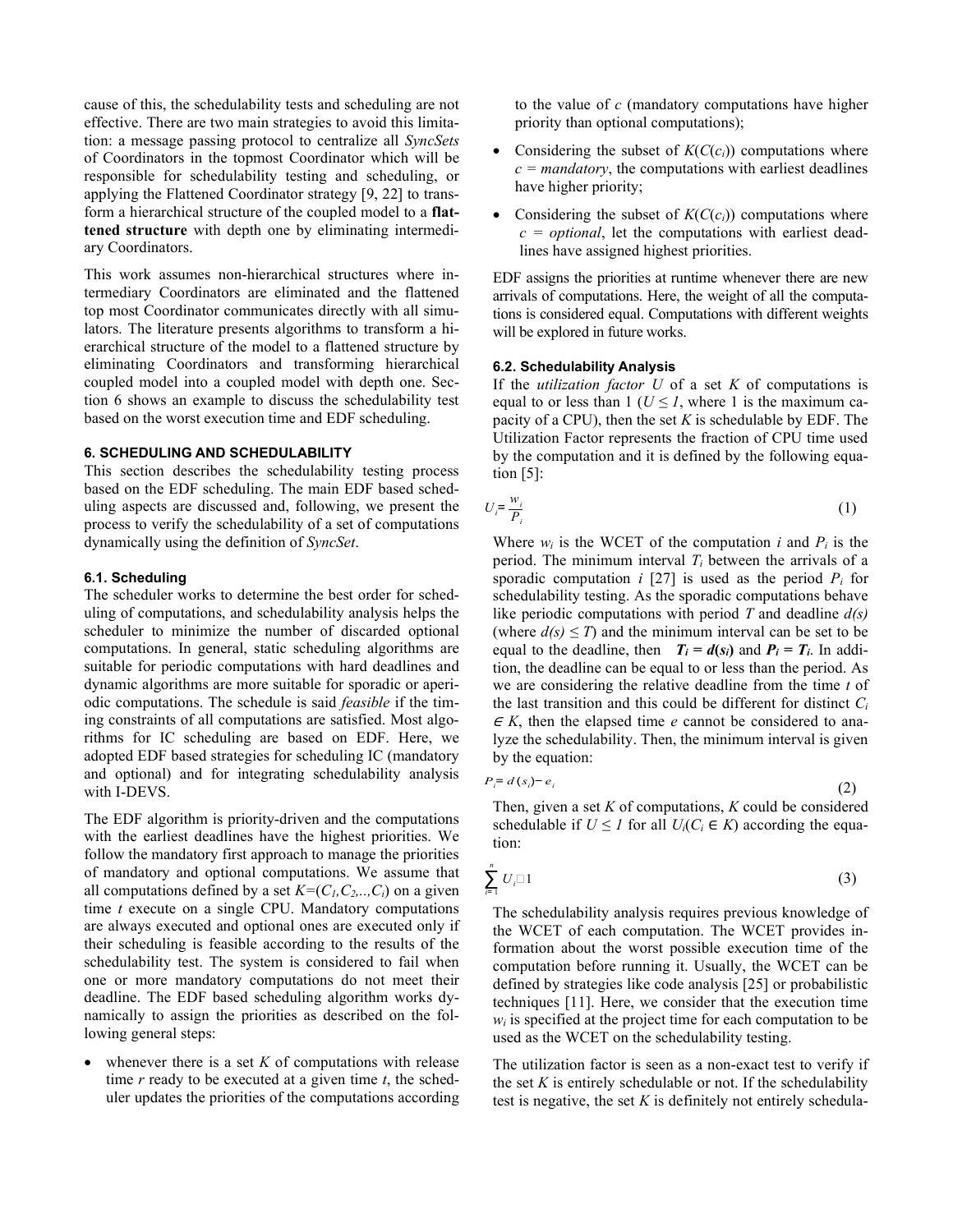cause of this, the schedulability tests and scheduling are not effective. There are two main strategies to avoid this limitation: a message passing protocol to centralize all *SyncSets* of Coordinators in the topmost Coordinator which will be responsible for schedulability testing and scheduling, or applying the Flattened Coordinator strategy [9, 22] to transform a hierarchical structure of the coupled model to a **flattened structure** with depth one by eliminating intermediary Coordinators.

This work assumes non-hierarchical structures where intermediary Coordinators are eliminated and the flattened top most Coordinator communicates directly with all simulators. The literature presents algorithms to transform a hierarchical structure of the model to a flattened structure by eliminating Coordinators and transforming hierarchical coupled model into a coupled model with depth one. Section 6 shows an example to discuss the schedulability test based on the worst execution time and EDF scheduling.

### 6. SCHEDULING AND SCHEDULABILITY

This section describes the schedulability testing process based on the EDF scheduling. The main EDF based scheduling aspects are discussed and, following, we present the process to verify the schedulability of a set of computations dynamically using the definition of *SyncSet*.

#### 6.1. Scheduling

The scheduler works to determine the best order for scheduling of computations, and schedulability analysis helps the scheduler to minimize the number of discarded optional computations. In general, static scheduling algorithms are suitable for periodic computations with hard deadlines and dynamic algorithms are more suitable for sporadic or aperiodic computations. The schedule is said *feasible* if the timing constraints of all computations are satisfied. Most algorithms for IC scheduling are based on EDF. Here, we adopted EDF based strategies for scheduling IC (mandatory and optional) and for integrating schedulability analysis with I-DEVS.

The EDF algorithm is priority-driven and the computations with the earliest deadlines have the highest priorities. We follow the mandatory first approach to manage the priorities of mandatory and optional computations. We assume that all computations defined by a set $K=(C_1,C_2,..,C_i)$ on a given time $t$ execute on a single CPU. Mandatory computations are always executed and optional ones are executed only if their scheduling is feasible according to the results of the schedulability test. The system is considered to fail when one or more mandatory computations do not meet their deadline. The EDF based scheduling algorithm works dynamically to assign the priorities as described on the following general steps:

- whenever there is a set $K$ of computations with release time $r$ ready to be executed at a given time $t$, the scheduler updates the priorities of the computations according to the value of $c$ (mandatory computations have higher priority than optional computations);
- Considering the subset of $K(C(c_i))$ computations where $c = mandatory$, the computations with earliest deadlines have higher priority;
- Considering the subset of $K(C(c_i))$ computations where $c = optional$, let the computations with earliest deadlines have assigned highest priorities.

EDF assigns the priorities at runtime whenever there are new arrivals of computations. Here, the weight of all the computations is considered equal. Computations with different weights will be explored in future works.

#### 6.2. Schedulability Analysis

If the *utilization factor* $U$ of a set $K$ of computations is equal to or less than 1 ($U \leq 1$, where 1 is the maximum capacity of a CPU), then the set $K$ is schedulable by EDF. The Utilization Factor represents the fraction of CPU time used by the computation and it is defined by the following equation [5]:

$$U_i = \frac{w_i}{P_i} \tag{1}$$

Where $w_i$ is the WCET of the computation $i$ and $P_i$ is the period. The minimum interval $T_i$ between the arrivals of a sporadic computation $i$ [27] is used as the period $P_i$ for schedulability testing. As the sporadic computations behave like periodic computations with period $T$ and deadline $d(s)$ (where $d(s) \leq T$) and the minimum interval can be set to be equal to the deadline, then $\boldsymbol{T_i = d(s_i)}$ and $\boldsymbol{P_i = T_i}$. In addition, the deadline can be equal to or less than the period. As we are considering the relative deadline from the time $t$ of the last transition and this could be different for distinct $C_i \in K$, then the elapsed time $e$ cannot be considered to analyze the schedulability. Then, the minimum interval is given by the equation:

$$P_i = d(s_i) - e_i \tag{2}$$

Then, given a set $K$ of computations, $K$ could be considered schedulable if $U \leq 1$ for all $U_i(C_i \in K)$ according the equation:

$$\sum_{i=1}^{n} U_i \leq 1 \tag{3}$$

The schedulability analysis requires previous knowledge of the WCET of each computation. The WCET provides information about the worst possible execution time of the computation before running it. Usually, the WCET can be defined by strategies like code analysis [25] or probabilistic techniques [11]. Here, we consider that the execution time $w_i$ is specified at the project time for each computation to be used as the WCET on the schedulability testing.

The utilization factor is seen as a non-exact test to verify if the set $K$ is entirely schedulable or not. If the schedulability test is negative, the set $K$ is definitely not entirely schedula-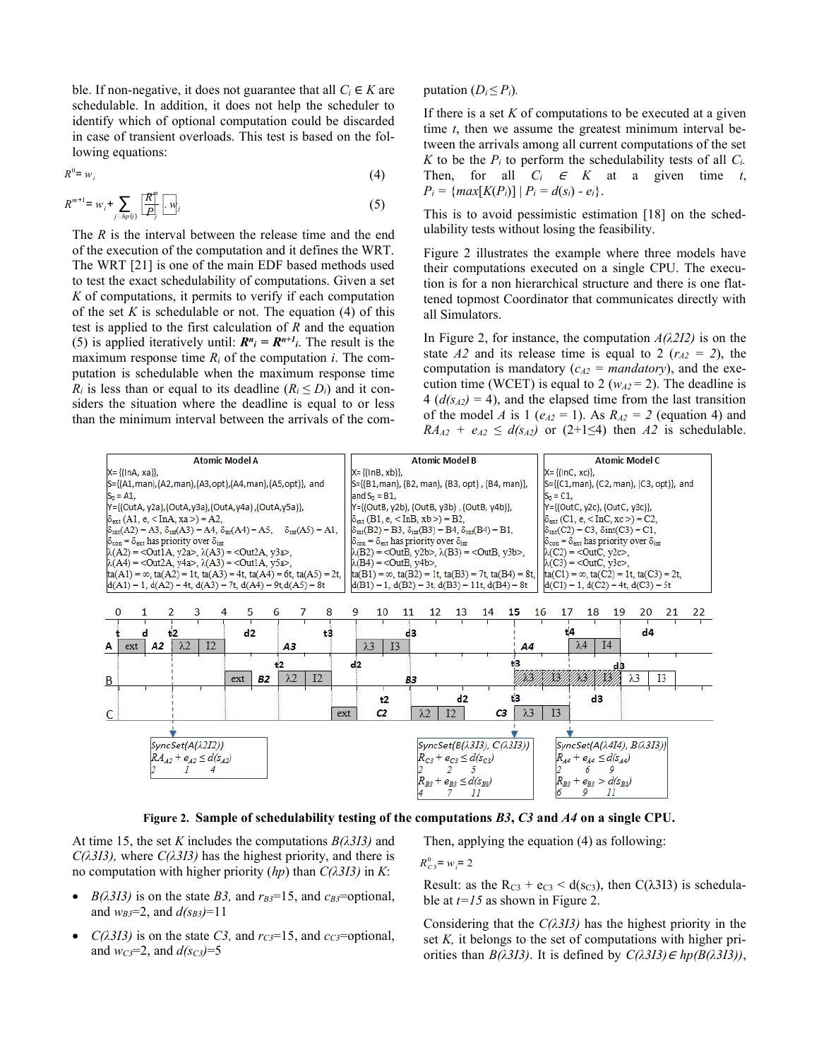ble. If non-negative, it does not guarantee that all $C_i \in K$ are schedulable. In addition, it does not help the scheduler to identify which of optional computation could be discarded in case of transient overloads. This test is based on the following equations:

$$R^0 = w_i \tag{4}$$

$$R^{m+1} = w_i + \sum_{j \in hp(i)} \left\lceil \frac{R^m}{P_j} \right\rceil \cdot w_j \tag{5}$$

The $R$ is the interval between the release time and the end of the execution of the computation and it defines the WRT. The WRT [21] is one of the main EDF based methods used to test the exact schedulability of computations. Given a set $K$ of computations, it permits to verify if each computation of the set $K$ is schedulable or not. The equation (4) of this test is applied to the first calculation of $R$ and the equation (5) is applied iteratively until: $R^n_i = R^{n+1}_i$. The result is the maximum response time $R_i$ of the computation $i$. The computation is schedulable when the maximum response time $R_i$ is less than or equal to its deadline ($R_i \leq D_i$) and it considers the situation where the deadline is equal to or less than the minimum interval between the arrivals of the computation ($D_i \leq P_i$).

If there is a set $K$ of computations to be executed at a given time $t$, then we assume the greatest minimum interval between the arrivals among all current computations of the set $K$ to be the $P_i$ to perform the schedulability tests of all $C_i$. Then, for all $C_i \in K$ at a given time $t$, $P_i = \{max[K(P_i)] \mid P_i = d(s_i) - e_i\}$.

This is to avoid pessimistic estimation [18] on the schedulability tests without losing the feasibility.

Figure 2 illustrates the example where three models have their computations executed on a single CPU. The execution is for a non hierarchical structure and there is one flattened topmost Coordinator that communicates directly with all Simulators.

In Figure 2, for instance, the computation *A(λ2I2)* is on the state *A2* and its release time is equal to 2 ($r_{A2} = 2$), the computation is mandatory ($c_{A2}$ = *mandatory*), and the execution time (WCET) is equal to 2 ($w_{A2}$ = 2). The deadline is 4 ($d(s_{A2}) = 4$), and the elapsed time from the last transition of the model *A* is 1 ($e_{A2} = 1$). As $R_{A2} = 2$ (equation 4) and $RA_{A2} + e_{A2} \leq d(s_{A2})$ or $(2+1 \leq 4)$ then *A2* is schedulable.

**Atomic Model A**
X= {(InA, xa)},
S={(A1,man),(A2,man),(A3,opt),(A4,man),(A5,opt)}, and
$S_0$ = A1,
Y={(OutA, y2a),(OutA,y3a),(OutA,y4a),(OutA,y5a)},
$\delta_{ext}$ (A1, e, <InA, xa>) = A2,
$\delta_{int}$(A2) = A3, $\delta_{int}$(A3) = A4, $\delta_{int}$(A4) = A5, $\delta_{int}$(A5) = A1,
$\delta_{con}$ = $\delta_{ext}$ has priority over $\delta_{int}$
λ(A2) = <Out1A, y2a>, λ(A3) = <Out2A, y3a>,
λ(A4) = <Out2A, y4a>, λ(A3) = <Out1A, y5a>,
ta(A1) = ∞, ta(A2) = 1t, ta(A3) = 4t, ta(A4) = 6t, ta(A5) = 2t,
d(A1) = 1, d(A2) = 4t, d(A3) = 7t, d(A4) = 9t,d(A5) = 8t

**Atomic Model B**
X= {(InB, xb)},
S={(B1,man), (B2, man), (B3, opt) , (B4, man)},
and $S_0$ = B1,
Y={(OutB, y2b), (OutB, y3b) , (OutB, y4b)},
$\delta_{ext}$ (B1, e, <InB, xb>) = B2,
$\delta_{int}$(B2) = B3, $\delta_{int}$(B3) = B4, $\delta_{int}$(B4) = B1,
$\delta_{con}$ = $\delta_{ext}$ has priority over $\delta_{int}$
λ(B2) = <OutB, y2b>, λ(B3) = <OutB, y3b>,
λ(B4) = <OutB, y4b>,
ta(B1) = ∞, ta(B2) = 1t, ta(B3) = 7t, ta(B4) = 8t,
d(B1) = 1, d(B2) = 3t, d(B3) = 11t, d(B4) = 8t

**Atomic Model C**
X= {(InC, xc)},
S={(C1,man), (C2, man), (C3, opt)}, and
$S_0$ = C1,
Y={(OutC, y2c), (OutC, y3c)},
$\delta_{ext}$ (C1, e, <InC, xc>) = C2,
$\delta_{int}$(C2) = C3, $\delta_{int}$(C3) = C1,
$\delta_{con}$ = $\delta_{ext}$ has priority over $\delta_{int}$
λ(C2) = <OutC, y2c>,
λ(C3) = <OutC, y3c>,
ta(C1) = ∞, ta(C2) = 1t, ta(C3) = 2t,
d(C1) = 1, d(C2) = 4t, d(C3) = 5t

SyncSet(A(λ2I2))
$RA_{A2} + e_{A2} \leq d(s_{A2})$
2 1 4

SyncSet(B(λ3I3), C(λ3I3))
$R_{C3} + e_{C3} \leq d(s_{C3})$
2 2 5
$R_{B3} + e_{B3} \leq d(s_{B3})$
4 7 11

SyncSet(A(λ4I4), B(λ3I3))
$R_{A4} + e_{A4} \leq d(s_{A4})$
2 6 9
$R_{B3} + e_{B3} > d(s_{B3})$
6 9 11

**Figure 2. Sample of schedulability testing of the computations *B3*, *C3* and *A4* on a single CPU.**

At time 15, the set $K$ includes the computations *B(λ3I3)* and *C(λ3I3)*, where *C(λ3I3)* has the highest priority, and there is no computation with higher priority (*hp*) than *C(λ3I3)* in *K*:

- *B(λ3I3)* is on the state *B3,* and $r_{B3}$=15, and $c_{B3}$=optional, and $w_{B3}$=2, and $d(s_{B3})$=11
- *C(λ3I3)* is on the state *C3,* and $r_{C3}$=15, and $c_{C3}$=optional, and $w_{C3}$=2, and $d(s_{C3})$=5

Then, applying the equation (4) as following:

$$R^0_{C3} = w_i = 2$$

Result: as the $R_{C3} + e_{C3} < d(s_{C3})$, then C(λ3I3) is schedulable at *t=15* as shown in Figure 2.

Considering that the *C(λ3I3)* has the highest priority in the set *K*, it belongs to the set of computations with higher priorities than *B(λ3I3)*. It is defined by *C(λ3I3)∈ hp(B(λ3I3))*,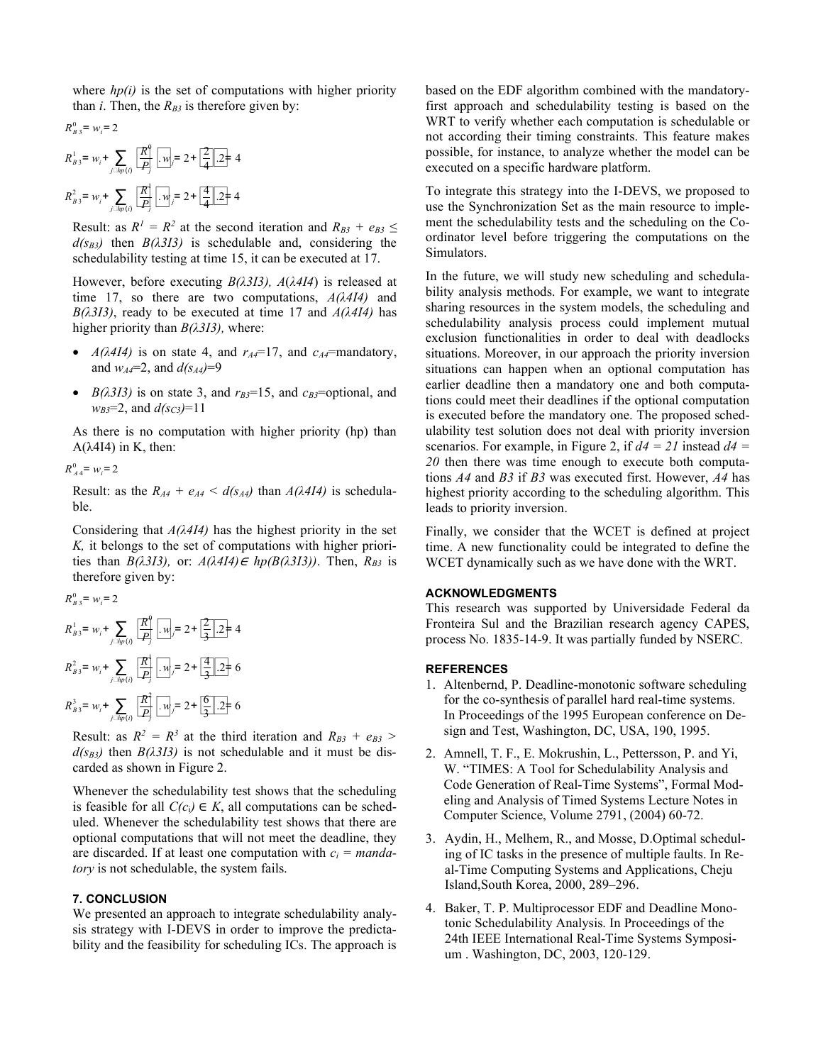where $hp(i)$ is the set of computations with higher priority than $i$. Then, the $R_{B3}$ is therefore given by:

$$R^0_{B3} = w_i = 2$$

$$R^1_{B3} = w_i + \sum_{j \in hp(i)} \left\lceil \frac{R^0}{P_j} \right\rceil . w_j = 2 + \left\lceil \frac{2}{4} \right\rceil .2 = 4$$

$$R^2_{B3} = w_i + \sum_{j \in hp(i)} \left\lceil \frac{R^1}{P_j} \right\rceil . w_j = 2 + \left\lceil \frac{4}{4} \right\rceil .2 = 4$$

Result: as $R^1 = R^2$ at the second iteration and $R_{B3} + e_{B3} \leq d(s_{B3})$ then $B(\lambda 3I3)$ is schedulable and, considering the schedulability testing at time 15, it can be executed at 17.

However, before executing $B(\lambda 3I3)$, $A(\lambda 4I4)$ is released at time 17, so there are two computations, $A(\lambda 4I4)$ and $B(\lambda 3I3)$, ready to be executed at time 17 and $A(\lambda 4I4)$ has higher priority than $B(\lambda 3I3)$, where:

- $A(\lambda 4I4)$ is on state 4, and $r_{A4}$=17, and $c_{A4}$=mandatory, and $w_{A4}$=2, and $d(s_{A4})$=9
- $B(\lambda 3I3)$ is on state 3, and $r_{B3}$=15, and $c_{B3}$=optional, and $w_{B3}$=2, and $d(s_{C3})$=11

As there is no computation with higher priority (hp) than $A(\lambda 4I4)$ in K, then:

$$R^0_{A4} = w_i = 2$$

Result: as the $R_{A4} + e_{A4} < d(s_{A4})$ than $A(\lambda 4I4)$ is schedulable.

Considering that $A(\lambda 4I4)$ has the highest priority in the set $K$, it belongs to the set of computations with higher priorities than $B(\lambda 3I3)$, or: $A(\lambda 4I4) \in hp(B(\lambda 3I3))$. Then, $R_{B3}$ is therefore given by:

$$R^0_{B3} = w_i = 2$$

$$R^1_{B3} = w_i + \sum_{j \in hp(i)} \left\lceil \frac{R^0}{P_j} \right\rceil . w_j = 2 + \left\lceil \frac{2}{3} \right\rceil .2 = 4$$

$$R^2_{B3} = w_i + \sum_{j \in hp(i)} \left\lceil \frac{R^1}{P_j} \right\rceil . w_j = 2 + \left\lceil \frac{4}{3} \right\rceil .2 = 6$$

$$R^3_{B3} = w_i + \sum_{j \in hp(i)} \left\lceil \frac{R^2}{P_j} \right\rceil . w_j = 2 + \left\lceil \frac{6}{3} \right\rceil .2 = 6$$

Result: as $R^2 = R^3$ at the third iteration and $R_{B3} + e_{B3} > d(s_{B3})$ then $B(\lambda 3I3)$ is not schedulable and it must be discarded as shown in Figure 2.

Whenever the schedulability test shows that the scheduling is feasible for all $C(c_i) \in K$, all computations can be scheduled. Whenever the schedulability test shows that there are optional computations that will not meet the deadline, they are discarded. If at least one computation with $c_i$ = *mandatory* is not schedulable, the system fails.

## 7. CONCLUSION

We presented an approach to integrate schedulability analysis strategy with I-DEVS in order to improve the predictability and the feasibility for scheduling ICs. The approach is based on the EDF algorithm combined with the mandatory-first approach and schedulability testing is based on the WRT to verify whether each computation is schedulable or not according their timing constraints. This feature makes possible, for instance, to analyze whether the model can be executed on a specific hardware platform.

To integrate this strategy into the I-DEVS, we proposed to use the Synchronization Set as the main resource to implement the schedulability tests and the scheduling on the Coordinator level before triggering the computations on the Simulators.

In the future, we will study new scheduling and schedulability analysis methods. For example, we want to integrate sharing resources in the system models, the scheduling and schedulability analysis process could implement mutual exclusion functionalities in order to deal with deadlocks situations. Moreover, in our approach the priority inversion situations can happen when an optional computation has earlier deadline then a mandatory one and both computations could meet their deadlines if the optional computation is executed before the mandatory one. The proposed schedulability test solution does not deal with priority inversion scenarios. For example, in Figure 2, if $d4 = 21$ instead $d4 = 20$ then there was time enough to execute both computations $A4$ and $B3$ if $B3$ was executed first. However, $A4$ has highest priority according to the scheduling algorithm. This leads to priority inversion.

Finally, we consider that the WCET is defined at project time. A new functionality could be integrated to define the WCET dynamically such as we have done with the WRT.

## ACKNOWLEDGMENTS

This research was supported by Universidade Federal da Fronteira Sul and the Brazilian research agency CAPES, process No. 1835-14-9. It was partially funded by NSERC.

## REFERENCES

1. Altenbernd, P. Deadline-monotonic software scheduling for the co-synthesis of parallel hard real-time systems. In Proceedings of the 1995 European conference on Design and Test, Washington, DC, USA, 190, 1995.
2. Amnell, T. F., E. Mokrushin, L., Pettersson, P. and Yi, W. "TIMES: A Tool for Schedulability Analysis and Code Generation of Real-Time Systems", Formal Modeling and Analysis of Timed Systems Lecture Notes in Computer Science, Volume 2791, (2004) 60-72.
3. Aydin, H., Melhem, R., and Mosse, D.Optimal scheduling of IC tasks in the presence of multiple faults. In Real-Time Computing Systems and Applications, Cheju Island,South Korea, 2000, 289–296.
4. Baker, T. P. Multiprocessor EDF and Deadline Monotonic Schedulability Analysis. In Proceedings of the 24th IEEE International Real-Time Systems Symposium . Washington, DC, 2003, 120-129.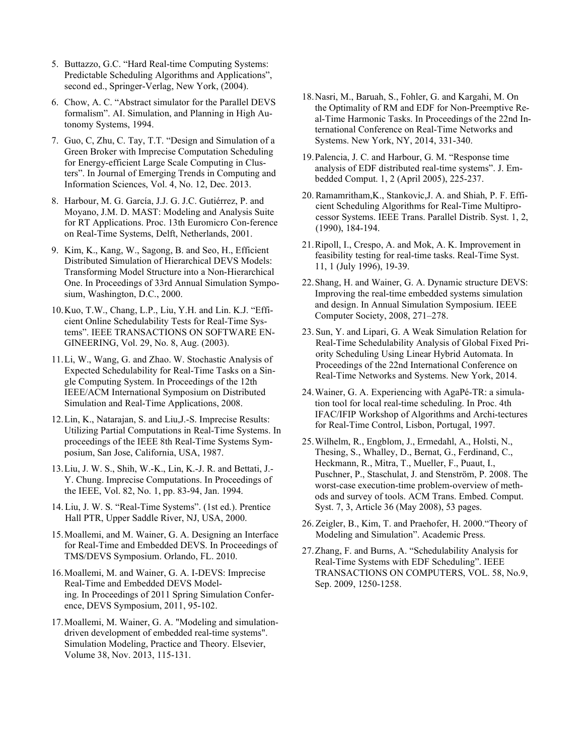5. Buttazzo, G.C. "Hard Real-time Computing Systems: Predictable Scheduling Algorithms and Applications", second ed., Springer-Verlag, New York, (2004).

6. Chow, A. C. "Abstract simulator for the Parallel DEVS formalism". AI. Simulation, and Planning in High Autonomy Systems, 1994.

7. Guo, C, Zhu, C. Tay, T.T. "Design and Simulation of a Green Broker with Imprecise Computation Scheduling for Energy-efficient Large Scale Computing in Clusters". In Journal of Emerging Trends in Computing and Information Sciences, Vol. 4, No. 12, Dec. 2013.

8. Harbour, M. G. García, J.J. G. J.C. Gutiérrez, P. and Moyano, J.M. D. MAST: Modeling and Analysis Suite for RT Applications. Proc. 13th Euromicro Con-ference on Real-Time Systems, Delft, Netherlands, 2001.

9. Kim, K., Kang, W., Sagong, B. and Seo, H., Efficient Distributed Simulation of Hierarchical DEVS Models: Transforming Model Structure into a Non-Hierarchical One. In Proceedings of 33rd Annual Simulation Symposium, Washington, D.C., 2000.

10. Kuo, T.W., Chang, L.P., Liu, Y.H. and Lin. K.J. "Efficient Online Schedulability Tests for Real-Time Systems". IEEE TRANSACTIONS ON SOFTWARE ENGINEERING, Vol. 29, No. 8, Aug. (2003).

11. Li, W., Wang, G. and Zhao. W. Stochastic Analysis of Expected Schedulability for Real-Time Tasks on a Single Computing System. In Proceedings of the 12th IEEE/ACM International Symposium on Distributed Simulation and Real-Time Applications, 2008.

12. Lin, K., Natarajan, S. and Liu,J.-S. Imprecise Results: Utilizing Partial Computations in Real-Time Systems. In proceedings of the IEEE 8th Real-Time Systems Symposium, San Jose, California, USA, 1987.

13. Liu, J. W. S., Shih, W.-K., Lin, K.-J. R. and Bettati, J.-Y. Chung. Imprecise Computations. In Proceedings of the IEEE, Vol. 82, No. 1, pp. 83-94, Jan. 1994.

14. Liu, J. W. S. "Real-Time Systems". (1st ed.). Prentice Hall PTR, Upper Saddle River, NJ, USA, 2000.

15. Moallemi, and M. Wainer, G. A. Designing an Interface for Real-Time and Embedded DEVS. In Proceedings of TMS/DEVS Symposium. Orlando, FL. 2010.

16. Moallemi, M. and Wainer, G. A. I-DEVS: Imprecise Real-Time and Embedded DEVS Modeling. In Proceedings of 2011 Spring Simulation Conference, DEVS Symposium, 2011, 95-102.

17. Moallemi, M. Wainer, G. A. "Modeling and simulation-driven development of embedded real-time systems". Simulation Modeling, Practice and Theory. Elsevier, Volume 38, Nov. 2013, 115-131.

18. Nasri, M., Baruah, S., Fohler, G. and Kargahi, M. On the Optimality of RM and EDF for Non-Preemptive Real-Time Harmonic Tasks. In Proceedings of the 22nd International Conference on Real-Time Networks and Systems. New York, NY, 2014, 331-340.

19. Palencia, J. C. and Harbour, G. M. "Response time analysis of EDF distributed real-time systems". J. Embedded Comput. 1, 2 (April 2005), 225-237.

20. Ramamritham,K., Stankovic,J. A. and Shiah, P. F. Efficient Scheduling Algorithms for Real-Time Multiprocessor Systems. IEEE Trans. Parallel Distrib. Syst. 1, 2, (1990), 184-194.

21. Ripoll, I., Crespo, A. and Mok, A. K. Improvement in feasibility testing for real-time tasks. Real-Time Syst. 11, 1 (July 1996), 19-39.

22. Shang, H. and Wainer, G. A. Dynamic structure DEVS: Improving the real-time embedded systems simulation and design. In Annual Simulation Symposium. IEEE Computer Society, 2008, 271–278.

23. Sun, Y. and Lipari, G. A Weak Simulation Relation for Real-Time Schedulability Analysis of Global Fixed Priority Scheduling Using Linear Hybrid Automata. In Proceedings of the 22nd International Conference on Real-Time Networks and Systems. New York, 2014.

24. Wainer, G. A. Experiencing with AgaPé-TR: a simulation tool for local real-time scheduling. In Proc. 4th IFAC/IFIP Workshop of Algorithms and Archi-tectures for Real-Time Control, Lisbon, Portugal, 1997.

25. Wilhelm, R., Engblom, J., Ermedahl, A., Holsti, N., Thesing, S., Whalley, D., Bernat, G., Ferdinand, C., Heckmann, R., Mitra, T., Mueller, F., Puaut, I., Puschner, P., Staschulat, J. and Stenström, P. 2008. The worst-case execution-time problem-overview of methods and survey of tools. ACM Trans. Embed. Comput. Syst. 7, 3, Article 36 (May 2008), 53 pages.

26. Zeigler, B., Kim, T. and Praehofer, H. 2000."Theory of Modeling and Simulation". Academic Press.

27. Zhang, F. and Burns, A. "Schedulability Analysis for Real-Time Systems with EDF Scheduling". IEEE TRANSACTIONS ON COMPUTERS, VOL. 58, No.9, Sep. 2009, 1250-1258.